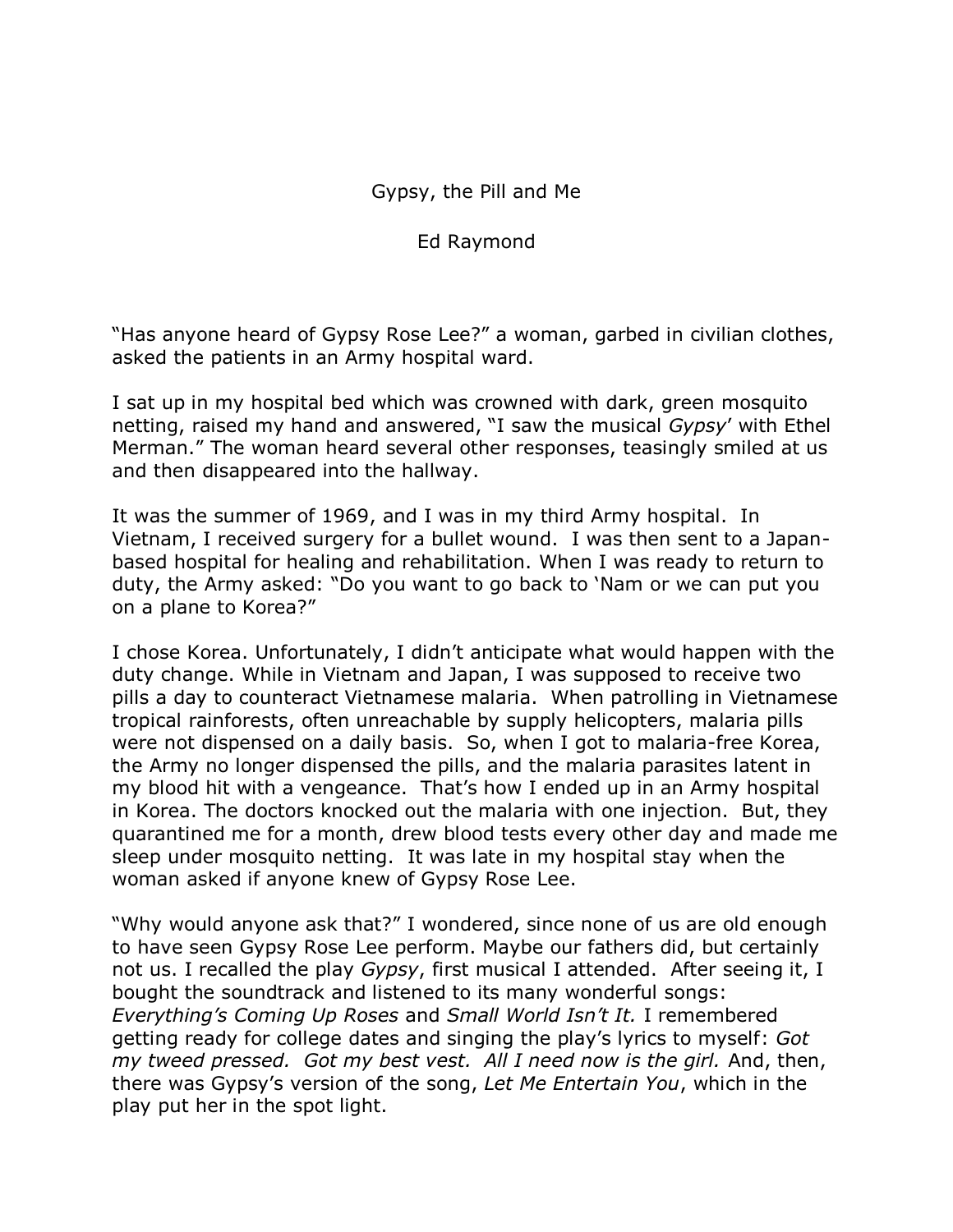# Gypsy, the Pill and Me

Ed Raymond

"Has anyone heard of Gypsy Rose Lee?" a woman, garbed in civilian clothes, asked the patients in an Army hospital ward.

I sat up in my hospital bed which was crowned with dark, green mosquito netting, raised my hand and answered, "I saw the musical *Gypsy*' with Ethel Merman." The woman heard several other responses, teasingly smiled at us and then disappeared into the hallway.

It was the summer of 1969, and I was in my third Army hospital. In Vietnam, I received surgery for a bullet wound. I was then sent to a Japan-based hospital for healing and rehabilitation. When I was ready to return to duty, the Army asked: "Do you want to go back to 'Nam or we can put you on a plane to Korea?"

I chose Korea. Unfortunately, I didn't anticipate what would happen with the duty change. While in Vietnam and Japan, I was supposed to receive two pills a day to counteract Vietnamese malaria. When patrolling in Vietnamese tropical rainforests, often unreachable by supply helicopters, malaria pills were not dispensed on a daily basis. So, when I got to malaria-free Korea, the Army no longer dispensed the pills, and the malaria parasites latent in my blood hit with a vengeance. That's how I ended up in an Army hospital in Korea. The doctors knocked out the malaria with one injection. But, they quarantined me for a month, drew blood tests every other day and made me sleep under mosquito netting. It was late in my hospital stay when the woman asked if anyone knew of Gypsy Rose Lee.

"Why would anyone ask that?" I wondered, since none of us are old enough to have seen Gypsy Rose Lee perform. Maybe our fathers did, but certainly not us. I recalled the play *Gypsy*, first musical I attended. After seeing it, I bought the soundtrack and listened to its many wonderful songs: *Everything's Coming Up Roses* and *Small World Isn't It.* I remembered getting ready for college dates and singing the play's lyrics to myself: *Got my tweed pressed. Got my best vest. All I need now is the girl.* And, then, there was Gypsy's version of the song, *Let Me Entertain You*, which in the play put her in the spot light.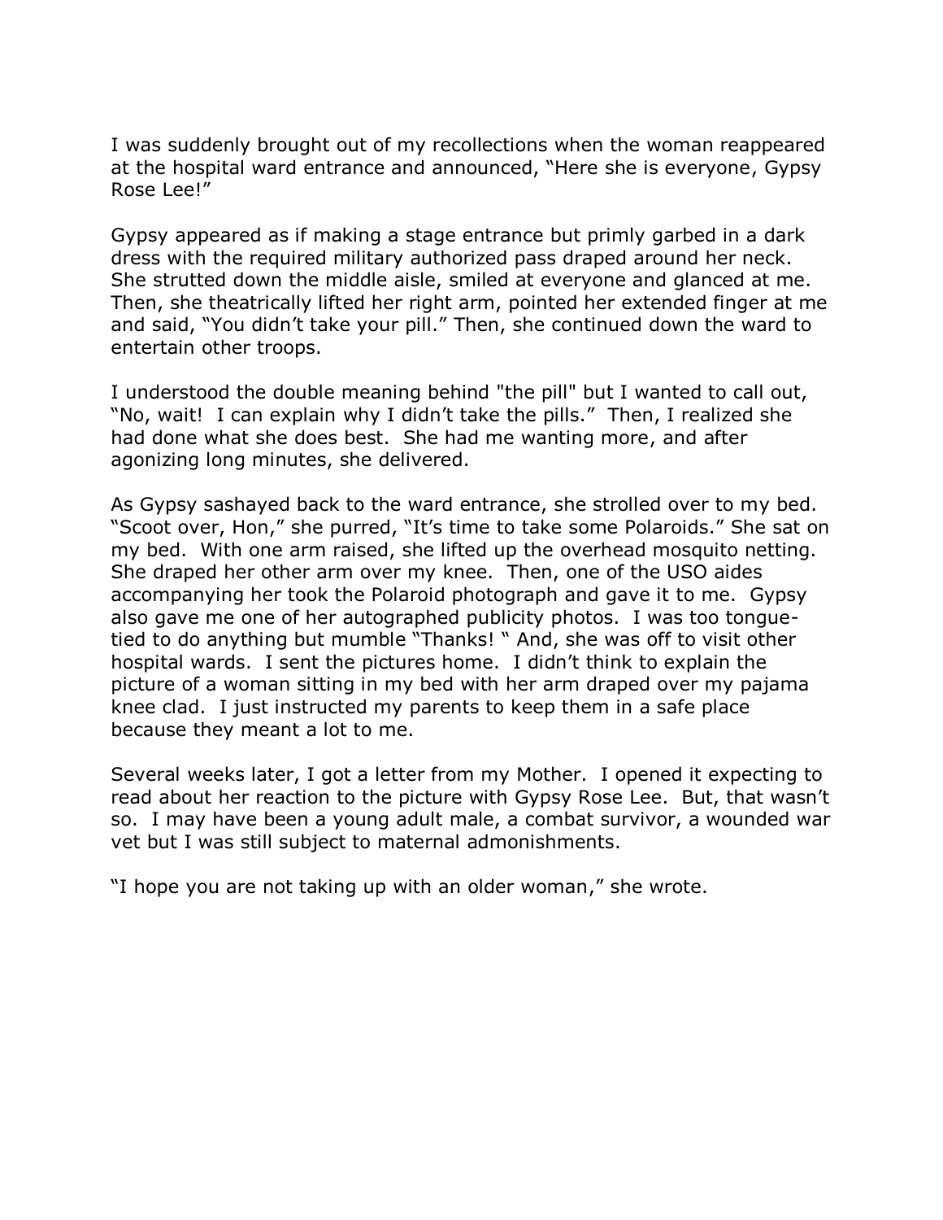I was suddenly brought out of my recollections when the woman reappeared at the hospital ward entrance and announced, "Here she is everyone, Gypsy Rose Lee!"

Gypsy appeared as if making a stage entrance but primly garbed in a dark dress with the required military authorized pass draped around her neck. She strutted down the middle aisle, smiled at everyone and glanced at me. Then, she theatrically lifted her right arm, pointed her extended finger at me and said, "You didn't take your pill." Then, she continued down the ward to entertain other troops.

I understood the double meaning behind "the pill" but I wanted to call out, "No, wait! I can explain why I didn't take the pills." Then, I realized she had done what she does best. She had me wanting more, and after agonizing long minutes, she delivered.

As Gypsy sashayed back to the ward entrance, she strolled over to my bed. "Scoot over, Hon," she purred, "It's time to take some Polaroids." She sat on my bed. With one arm raised, she lifted up the overhead mosquito netting. She draped her other arm over my knee. Then, one of the USO aides accompanying her took the Polaroid photograph and gave it to me. Gypsy also gave me one of her autographed publicity photos. I was too tongue-tied to do anything but mumble "Thanks! " And, she was off to visit other hospital wards. I sent the pictures home. I didn't think to explain the picture of a woman sitting in my bed with her arm draped over my pajama knee clad. I just instructed my parents to keep them in a safe place because they meant a lot to me.

Several weeks later, I got a letter from my Mother. I opened it expecting to read about her reaction to the picture with Gypsy Rose Lee. But, that wasn't so. I may have been a young adult male, a combat survivor, a wounded war vet but I was still subject to maternal admonishments.

"I hope you are not taking up with an older woman," she wrote.